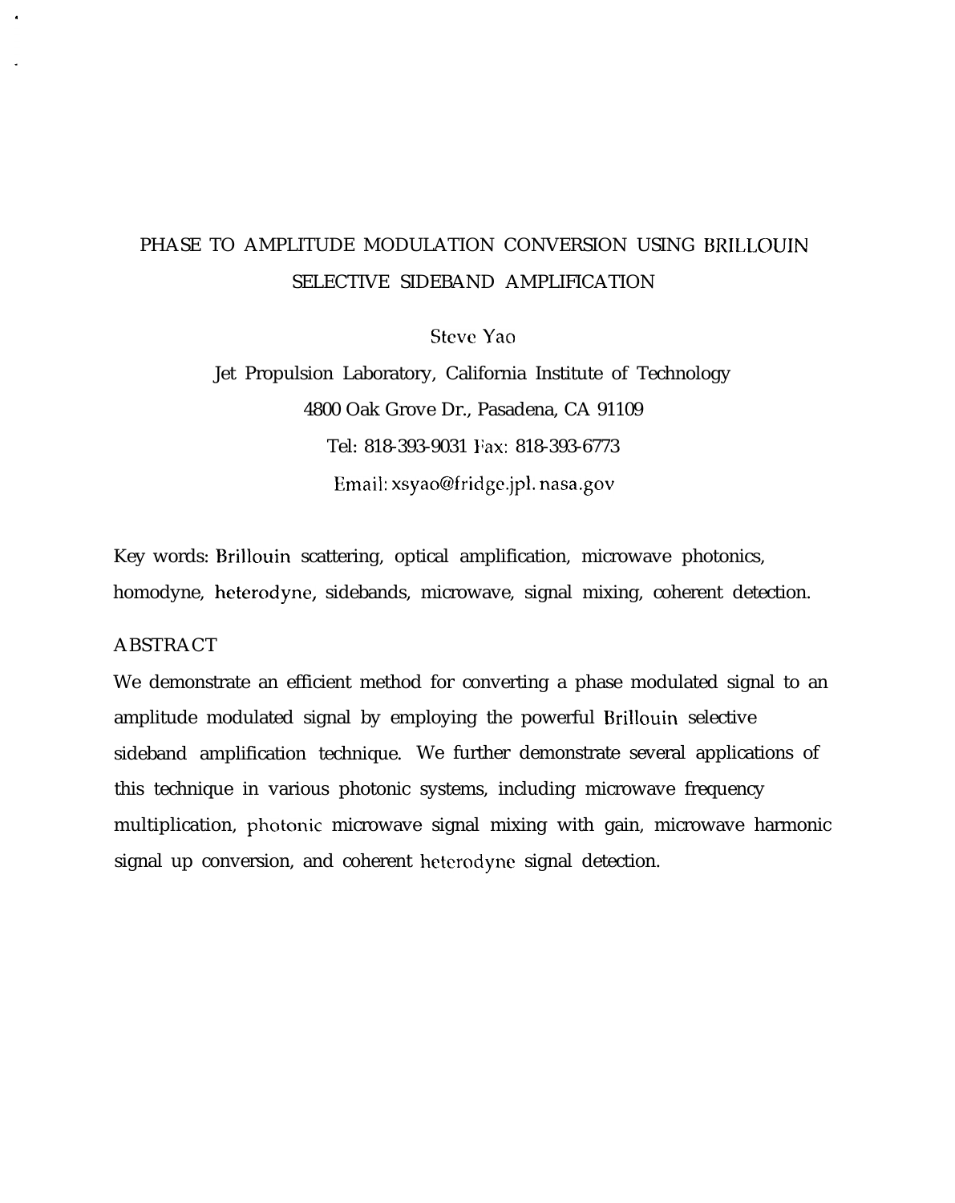# PHASE TO AMPLITUDE MODULATION CONVERSION USING BRILLOUIN SELECTIVE SIDEBAND AMPLIFICATION

Steve Yao

Jet Propulsion Laboratory, California Institute of Technology

4800 Oak Grove Dr., Pasadena, CA 91109

Tel: 818-393-9031 Fax: 818-393-6773

Email: xsyao@fridge.jpl.nasa.gov

Key words: Brillouin scattering, optical amplification, microwave photonics, homodyne, heterodyne, sidebands, microwave, signal mixing, coherent detection.

## ABSTRACT

We demonstrate an efficient method for converting a phase modulated signal to an amplitude modulated signal by employing the powerful Brillouin selective sideband amplification technique. We further demonstrate several applications of this technique in various photonic systems, including microwave frequency multiplication, photonic microwave signal mixing with gain, microwave harmonic signal up conversion, and coherent heterodyne signal detection.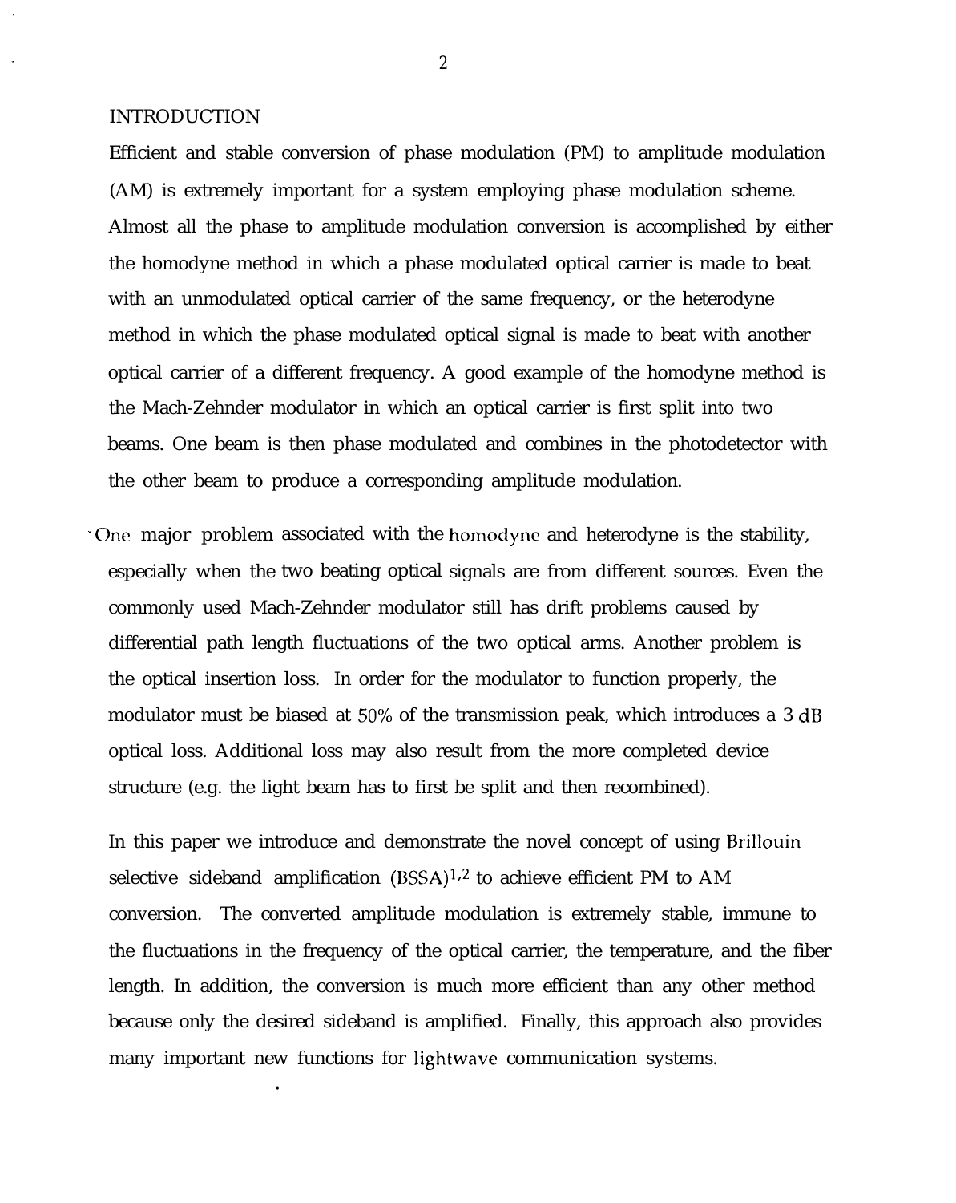## INTRODUCTION

Efficient and stable conversion of phase modulation (PM) to amplitude modulation (AM) is extremely important for a system employing phase modulation scheme. Almost all the phase to amplitude modulation conversion is accomplished by either the homodyne method in which a phase modulated optical carrier is made to beat with an unmodulated optical carrier of the same frequency, or the heterodyne method in which the phase modulated optical signal is made to beat with another optical carrier of a different frequency. A good example of the homodyne method is the Mach-Zehnder modulator in which an optical carrier is first split into two beams. One beam is then phase modulated and combines in the photodetector with the other beam to produce a corresponding amplitude modulation.

One major problem associated with the homodyne and heterodyne is the stability, especially when the two beating optical signals are from different sources. Even the commonly used Mach-Zehnder modulator still has drift problems caused by differential path length fluctuations of the two optical arms. Another problem is the optical insertion loss. In order for the modulator to function properly, the modulator must be biased at 50% of the transmission peak, which introduces a 3 dB optical loss. Additional loss may also result from the more completed device structure (e.g. the light beam has to first be split and then recombined).

In this paper we introduce and demonstrate the novel concept of using Brillouin selective sideband amplification (BSSA)[1,2] to achieve efficient PM to AM conversion. The converted amplitude modulation is extremely stable, immune to the fluctuations in the frequency of the optical carrier, the temperature, and the fiber length. In addition, the conversion is much more efficient than any other method because only the desired sideband is amplified. Finally, this approach also provides many important new functions for lightwave communication systems.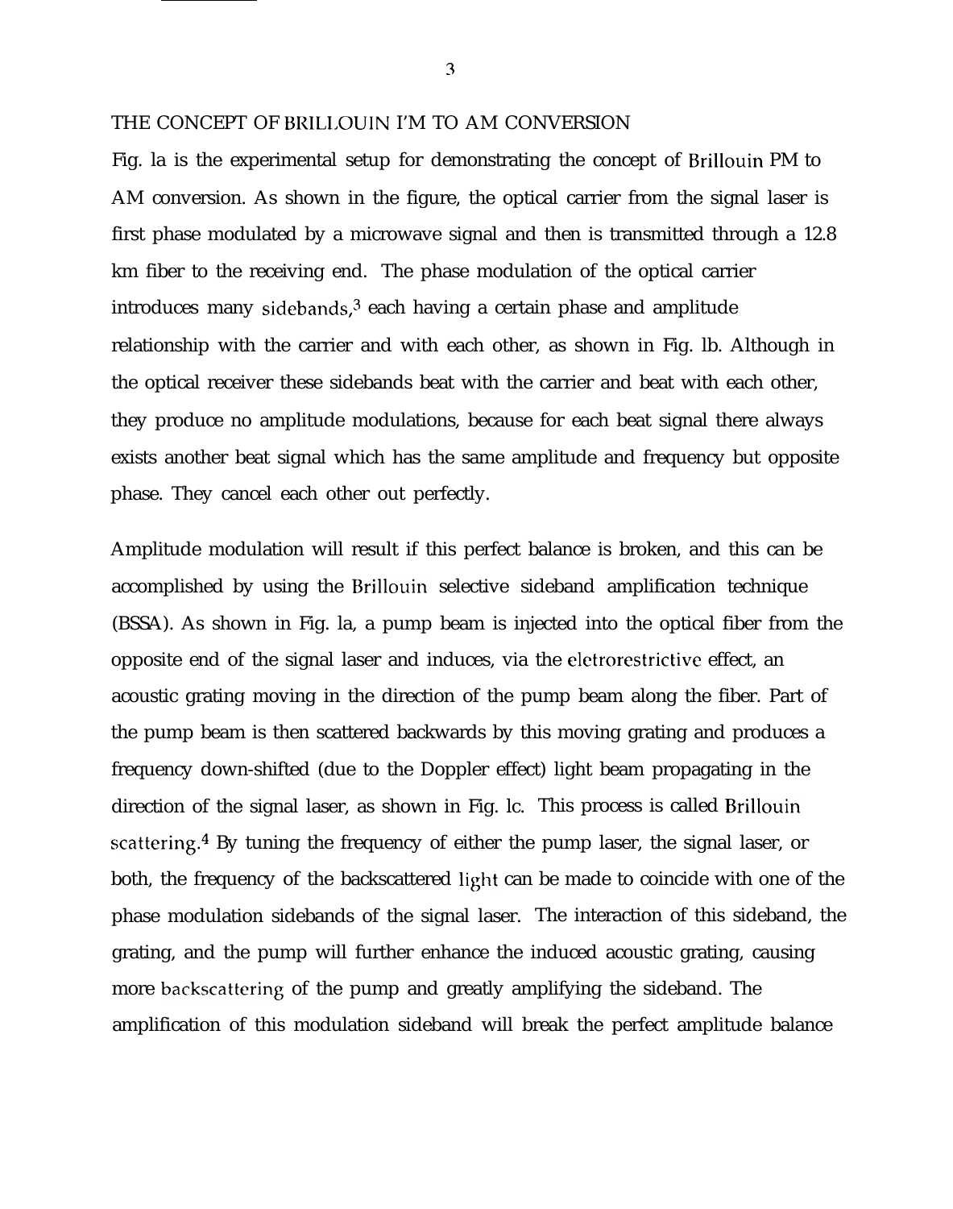## THE CONCEPT OF BRILLOUIN I'M TO AM CONVERSION

Fig. la is the experimental setup for demonstrating the concept of Brillouin PM to AM conversion. As shown in the figure, the optical carrier from the signal laser is first phase modulated by a microwave signal and then is transmitted through a 12.8 km fiber to the receiving end. The phase modulation of the optical carrier introduces many sidebands,[3] each having a certain phase and amplitude relationship with the carrier and with each other, as shown in Fig. lb. Although in the optical receiver these sidebands beat with the carrier and beat with each other, they produce no amplitude modulations, because for each beat signal there always exists another beat signal which has the same amplitude and frequency but opposite phase. They cancel each other out perfectly.

Amplitude modulation will result if this perfect balance is broken, and this can be accomplished by using the Brillouin selective sideband amplification technique (BSSA). As shown in Fig. la, a pump beam is injected into the optical fiber from the opposite end of the signal laser and induces, via the eletrorestrictive effect, an acoustic grating moving in the direction of the pump beam along the fiber. Part of the pump beam is then scattered backwards by this moving grating and produces a frequency down-shifted (due to the Doppler effect) light beam propagating in the direction of the signal laser, as shown in Fig. lc. This process is called Brillouin scattering.[4] By tuning the frequency of either the pump laser, the signal laser, or both, the frequency of the backscattered light can be made to coincide with one of the phase modulation sidebands of the signal laser. The interaction of this sideband, the grating, and the pump will further enhance the induced acoustic grating, causing more backscattering of the pump and greatly amplifying the sideband. The amplification of this modulation sideband will break the perfect amplitude balance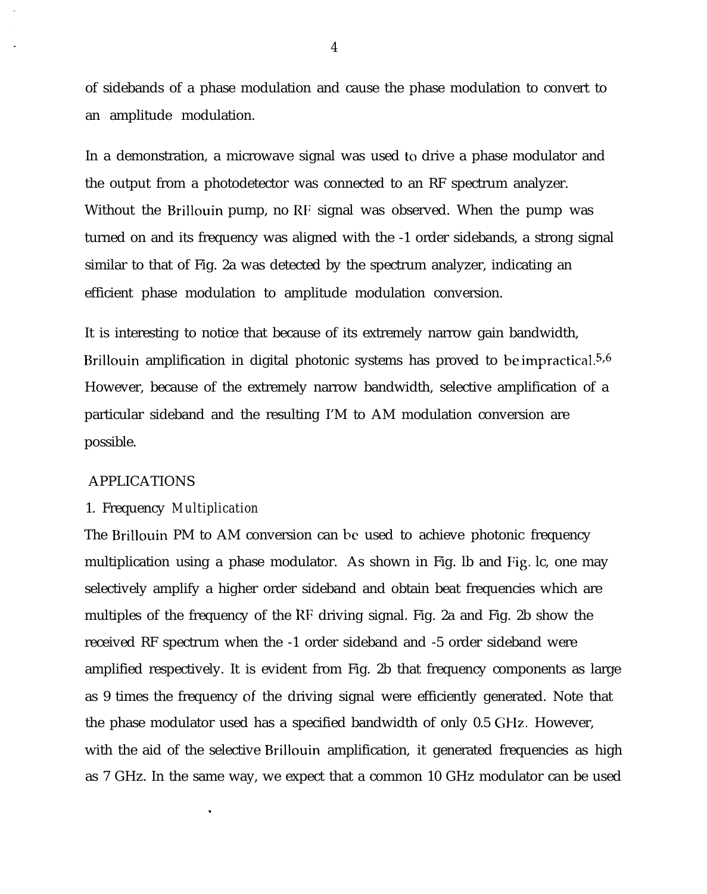of sidebands of a phase modulation and cause the phase modulation to convert to an amplitude modulation.

In a demonstration, a microwave signal was used to drive a phase modulator and the output from a photodetector was connected to an RF spectrum analyzer. Without the Brillouin pump, no RF signal was observed. When the pump was turned on and its frequency was aligned with the -1 order sidebands, a strong signal similar to that of Fig. 2a was detected by the spectrum analyzer, indicating an efficient phase modulation to amplitude modulation conversion.

It is interesting to notice that because of its extremely narrow gain bandwidth, Brillouin amplification in digital photonic systems has proved to be impractical.[5,6] However, because of the extremely narrow bandwidth, selective amplification of a particular sideband and the resulting I'M to AM modulation conversion are possible.

## APPLICATIONS

### 1. Frequency *Multiplication*

The Brillouin PM to AM conversion can be used to achieve photonic frequency multiplication using a phase modulator. As shown in Fig. lb and Fig. lc, one may selectively amplify a higher order sideband and obtain beat frequencies which are multiples of the frequency of the RF driving signal. Fig. 2a and Fig. 2b show the received RF spectrum when the -1 order sideband and -5 order sideband were amplified respectively. It is evident from Fig. 2b that frequency components as large as 9 times the frequency of the driving signal were efficiently generated. Note that the phase modulator used has a specified bandwidth of only 0.5 GHz. However, with the aid of the selective Brillouin amplification, it generated frequencies as high as 7 GHz. In the same way, we expect that a common 10 GHz modulator can be used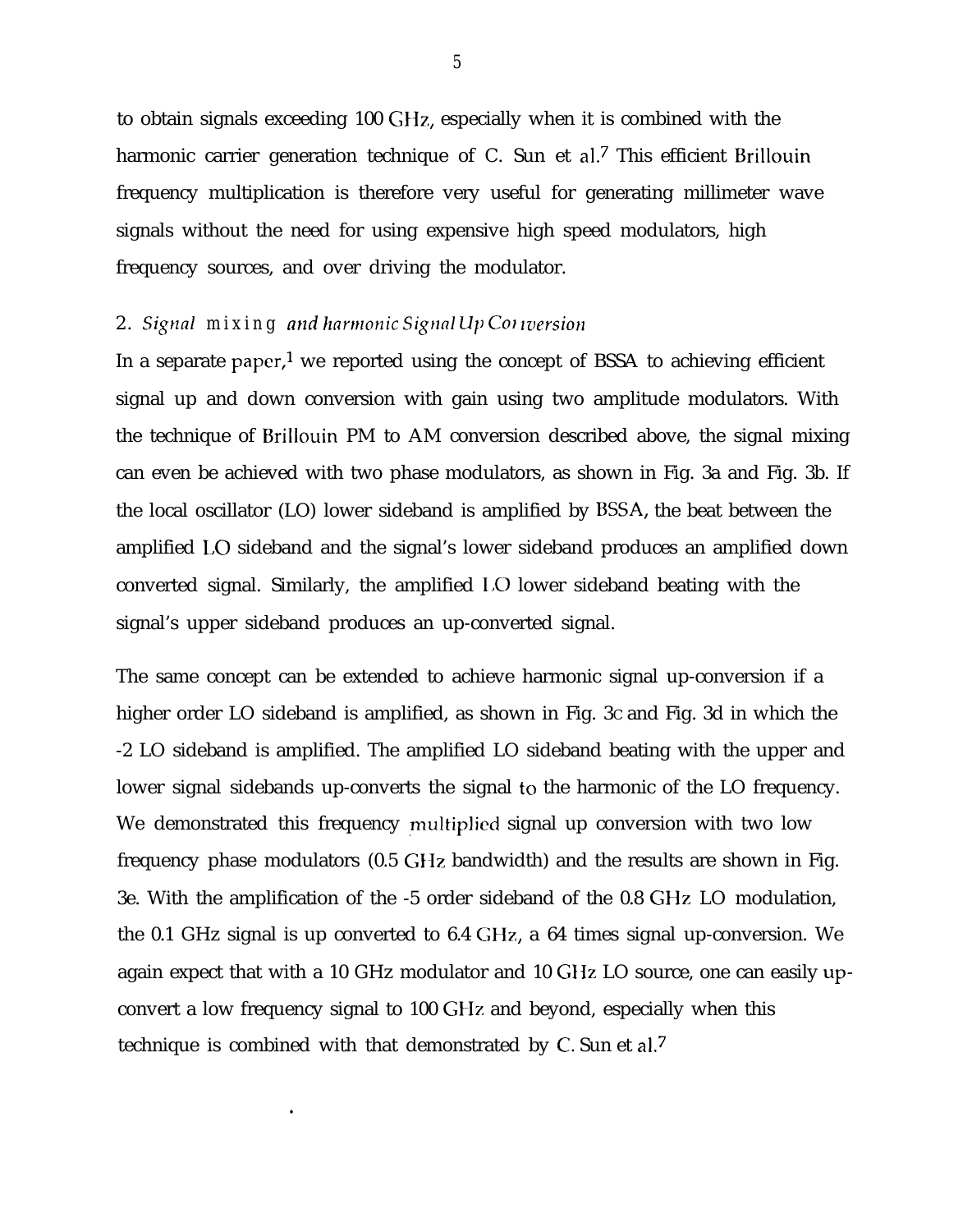to obtain signals exceeding 100 GHz, especially when it is combined with the harmonic carrier generation technique of C. Sun et al.[7] This efficient Brillouin frequency multiplication is therefore very useful for generating millimeter wave signals without the need for using expensive high speed modulators, high frequency sources, and over driving the modulator.

### 2. *Signal mixing and harmonic Signal Up Conversion*

In a separate paper,[1] we reported using the concept of BSSA to achieving efficient signal up and down conversion with gain using two amplitude modulators. With the technique of Brillouin PM to AM conversion described above, the signal mixing can even be achieved with two phase modulators, as shown in Fig. 3a and Fig. 3b. If the local oscillator (LO) lower sideband is amplified by BSSA, the beat between the amplified LO sideband and the signal's lower sideband produces an amplified down converted signal. Similarly, the amplified LO lower sideband beating with the signal's upper sideband produces an up-converted signal.

The same concept can be extended to achieve harmonic signal up-conversion if a higher order LO sideband is amplified, as shown in Fig. 3c and Fig. 3d in which the -2 LO sideband is amplified. The amplified LO sideband beating with the upper and lower signal sidebands up-converts the signal to the harmonic of the LO frequency. We demonstrated this frequency multiplied signal up conversion with two low frequency phase modulators (0.5 GHz bandwidth) and the results are shown in Fig. 3e. With the amplification of the -5 order sideband of the 0.8 GHz LO modulation, the 0.1 GHz signal is up converted to 6.4 GHz, a 64 times signal up-conversion. We again expect that with a 10 GHz modulator and 10 GHz LO source, one can easily up-convert a low frequency signal to 100 GHz and beyond, especially when this technique is combined with that demonstrated by C. Sun et al.[7]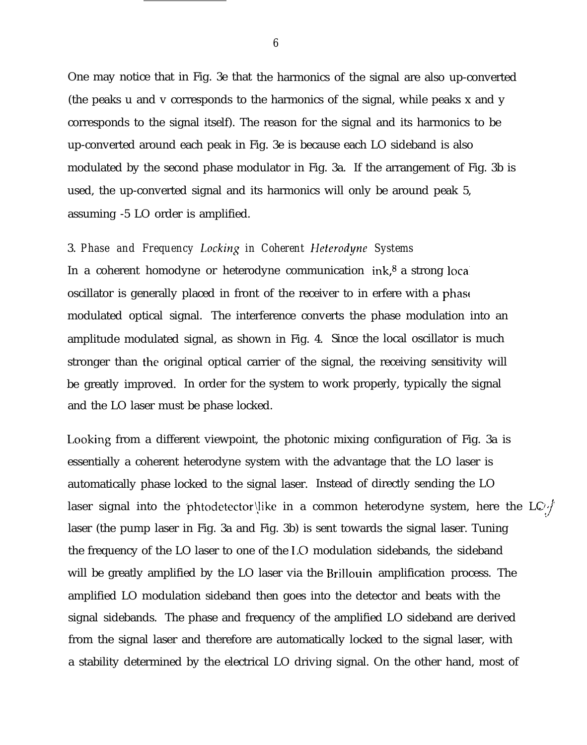One may notice that in Fig. 3e that the harmonics of the signal are also up-converted (the peaks u and v corresponds to the harmonics of the signal, while peaks x and y corresponds to the signal itself). The reason for the signal and its harmonics to be up-converted around each peak in Fig. 3e is because each LO sideband is also modulated by the second phase modulator in Fig. 3a. If the arrangement of Fig. 3b is used, the up-converted signal and its harmonics will only be around peak 5, assuming -5 LO order is amplified.

### 3. *Phase and Frequency Locking in Coherent Heterodyne Systems*

In a coherent homodyne or heterodyne communication ink,[8] a strong loca oscillator is generally placed in front of the receiver to in erfere with a phase modulated optical signal. The interference converts the phase modulation into an amplitude modulated signal, as shown in Fig. 4. Since the local oscillator is much stronger than the original optical carrier of the signal, the receiving sensitivity will be greatly improved. In order for the system to work properly, typically the signal and the LO laser must be phase locked.

Looking from a different viewpoint, the photonic mixing configuration of Fig. 3a is essentially a coherent heterodyne system with the advantage that the LO laser is automatically phase locked to the signal laser. Instead of directly sending the LO laser signal into the phtodetector like in a common heterodyne system, here the LO laser (the pump laser in Fig. 3a and Fig. 3b) is sent towards the signal laser. Tuning the frequency of the LO laser to one of the LO modulation sidebands, the sideband will be greatly amplified by the LO laser via the Brillouin amplification process. The amplified LO modulation sideband then goes into the detector and beats with the signal sidebands. The phase and frequency of the amplified LO sideband are derived from the signal laser and therefore are automatically locked to the signal laser, with a stability determined by the electrical LO driving signal. On the other hand, most of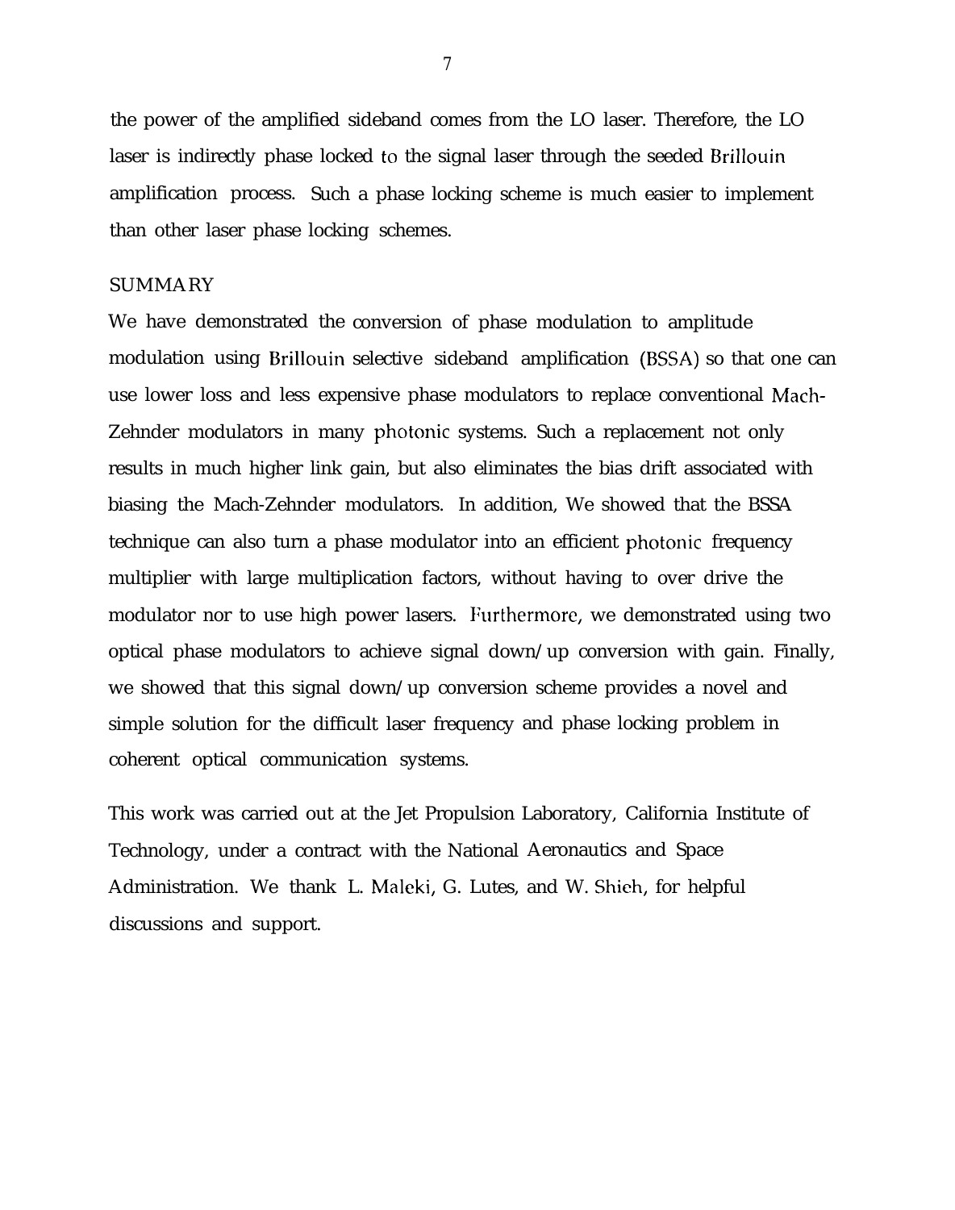the power of the amplified sideband comes from the LO laser. Therefore, the LO laser is indirectly phase locked to the signal laser through the seeded Brillouin amplification process. Such a phase locking scheme is much easier to implement than other laser phase locking schemes.

## SUMMARY

We have demonstrated the conversion of phase modulation to amplitude modulation using Brillouin selective sideband amplification (BSSA) so that one can use lower loss and less expensive phase modulators to replace conventional Mach-Zehnder modulators in many photonic systems. Such a replacement not only results in much higher link gain, but also eliminates the bias drift associated with biasing the Mach-Zehnder modulators. In addition, We showed that the BSSA technique can also turn a phase modulator into an efficient photonic frequency multiplier with large multiplication factors, without having to over drive the modulator nor to use high power lasers. Furthermore, we demonstrated using two optical phase modulators to achieve signal down/up conversion with gain. Finally, we showed that this signal down/up conversion scheme provides a novel and simple solution for the difficult laser frequency and phase locking problem in coherent optical communication systems.

This work was carried out at the Jet Propulsion Laboratory, California Institute of Technology, under a contract with the National Aeronautics and Space Administration. We thank L. Maleki, G. Lutes, and W. Shieh, for helpful discussions and support.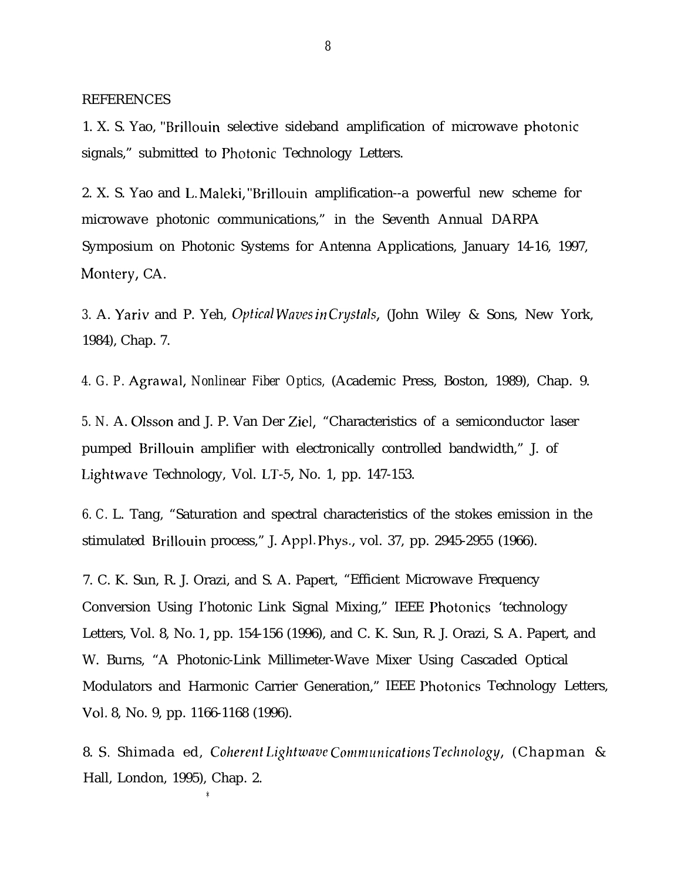REFERENCES

1. X. S. Yao, "Brillouin selective sideband amplification of microwave photonic signals," submitted to Photonic Technology Letters.

2. X. S. Yao and L. Maleki, "Brillouin amplification--a powerful new scheme for microwave photonic communications," in the Seventh Annual DARPA Symposium on Photonic Systems for Antenna Applications, January 14-16, 1997, Montery, CA.

3. A. Yariv and P. Yeh, *Optical Waves in Crystals*, (John Wiley & Sons, New York, 1984), Chap. 7.

4. G. P. Agrawal, *Nonlinear Fiber Optics*, (Academic Press, Boston, 1989), Chap. 9.

5. N. A. Olsson and J. P. Van Der Ziel, "Characteristics of a semiconductor laser pumped Brillouin amplifier with electronically controlled bandwidth," J. of Lightwave Technology, Vol. LT-5, No. 1, pp. 147-153.

6. C. L. Tang, "Saturation and spectral characteristics of the stokes emission in the stimulated Brillouin process," J. Appl. Phys., vol. 37, pp. 2945-2955 (1966).

7. C. K. Sun, R. J. Orazi, and S. A. Papert, "Efficient Microwave Frequency Conversion Using I'hotonic Link Signal Mixing," IEEE Photonics 'technology Letters, Vol. 8, No. 1, pp. 154-156 (1996), and C. K. Sun, R. J. Orazi, S. A. Papert, and W. Burns, "A Photonic-Link Millimeter-Wave Mixer Using Cascaded Optical Modulators and Harmonic Carrier Generation," IEEE Photonics Technology Letters, Vol. 8, No. 9, pp. 1166-1168 (1996).

8. S. Shimada ed, *Coherent Lightwave Communications Technology*, (Chapman & Hall, London, 1995), Chap. 2.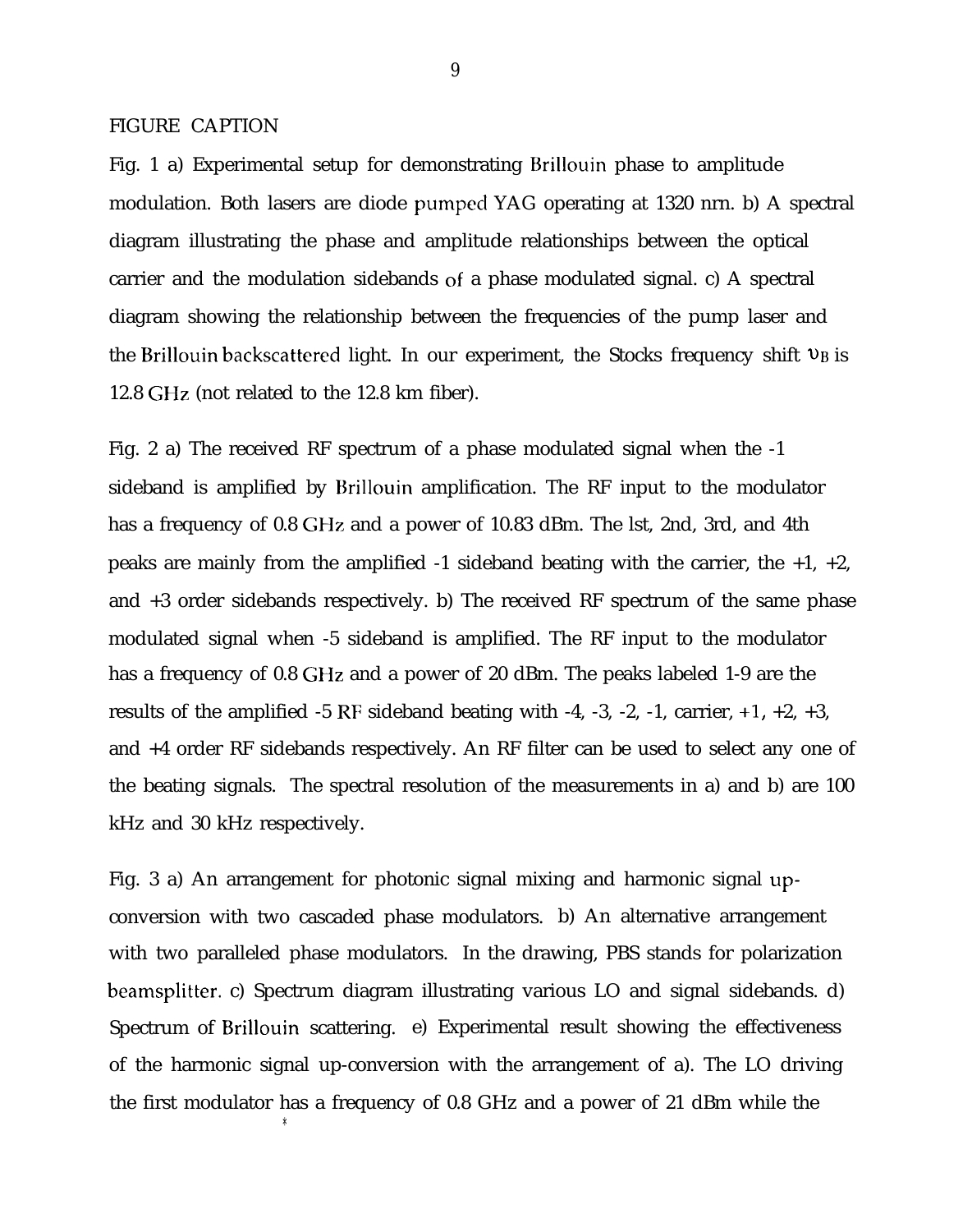FIGURE CAPTION

Fig. 1 a) Experimental setup for demonstrating Brillouin phase to amplitude modulation. Both lasers are diode pumped YAG operating at 1320 nrn. b) A spectral diagram illustrating the phase and amplitude relationships between the optical carrier and the modulation sidebands of a phase modulated signal. c) A spectral diagram showing the relationship between the frequencies of the pump laser and the Brillouin backscattered light. In our experiment, the Stocks frequency shift $\nu_B$ is 12.8 GHz (not related to the 12.8 km fiber).

Fig. 2 a) The received RF spectrum of a phase modulated signal when the -1 sideband is amplified by Brillouin amplification. The RF input to the modulator has a frequency of 0.8 GHz and a power of 10.83 dBm. The lst, 2nd, 3rd, and 4th peaks are mainly from the amplified -1 sideband beating with the carrier, the +1, +2, and +3 order sidebands respectively. b) The received RF spectrum of the same phase modulated signal when -5 sideband is amplified. The RF input to the modulator has a frequency of 0.8 GHz and a power of 20 dBm. The peaks labeled 1-9 are the results of the amplified -5 RF sideband beating with -4, -3, -2, -1, carrier, +1, +2, +3, and +4 order RF sidebands respectively. An RF filter can be used to select any one of the beating signals. The spectral resolution of the measurements in a) and b) are 100 kHz and 30 kHz respectively.

Fig. 3 a) An arrangement for photonic signal mixing and harmonic signal up-conversion with two cascaded phase modulators. b) An alternative arrangement with two paralleled phase modulators. In the drawing, PBS stands for polarization beamsplitter. c) Spectrum diagram illustrating various LO and signal sidebands. d) Spectrum of Brillouin scattering. e) Experimental result showing the effectiveness of the harmonic signal up-conversion with the arrangement of a). The LO driving the first modulator has a frequency of 0.8 GHz and a power of 21 dBm while the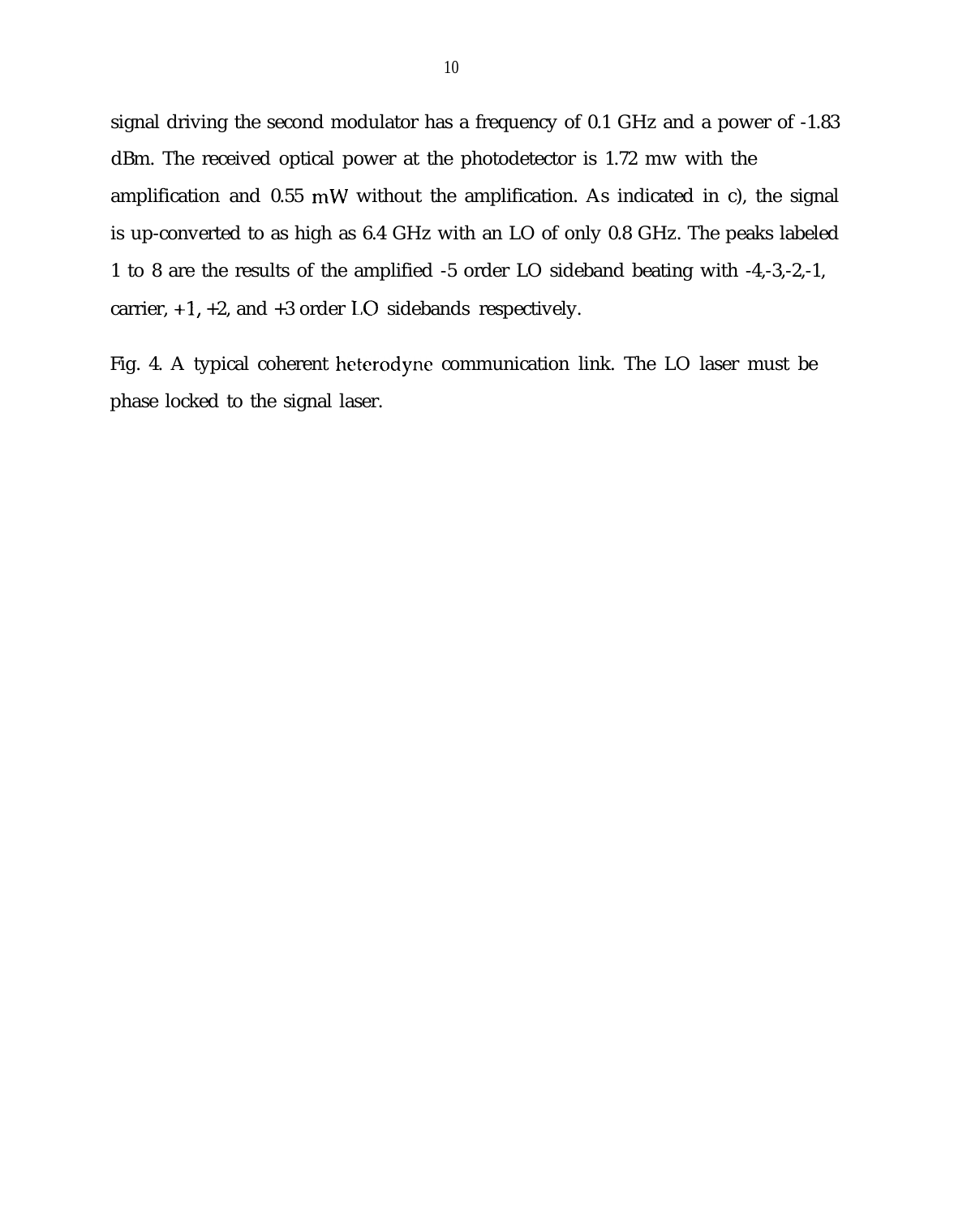signal driving the second modulator has a frequency of 0.1 GHz and a power of -1.83 dBm. The received optical power at the photodetector is 1.72 mw with the amplification and 0.55 mW without the amplification. As indicated in c), the signal is up-converted to as high as 6.4 GHz with an LO of only 0.8 GHz. The peaks labeled 1 to 8 are the results of the amplified -5 order LO sideband beating with -4,-3,-2,-1, carrier, +1, +2, and +3 order LO sidebands respectively.

Fig. 4. A typical coherent heterodyne communication link. The LO laser must be phase locked to the signal laser.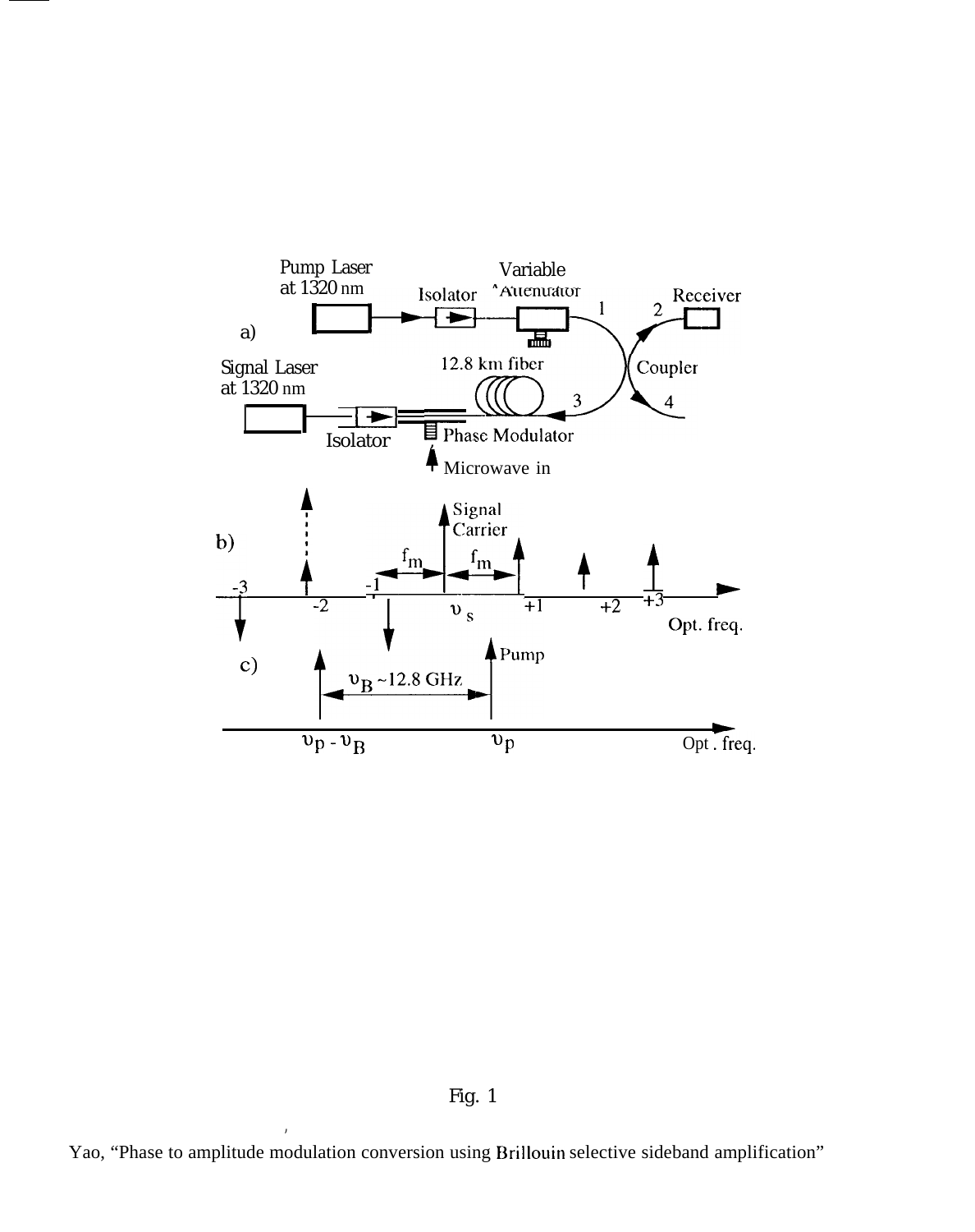Fig. 1

Yao, “Phase to amplitude modulation conversion using Brillouin selective sideband amplification”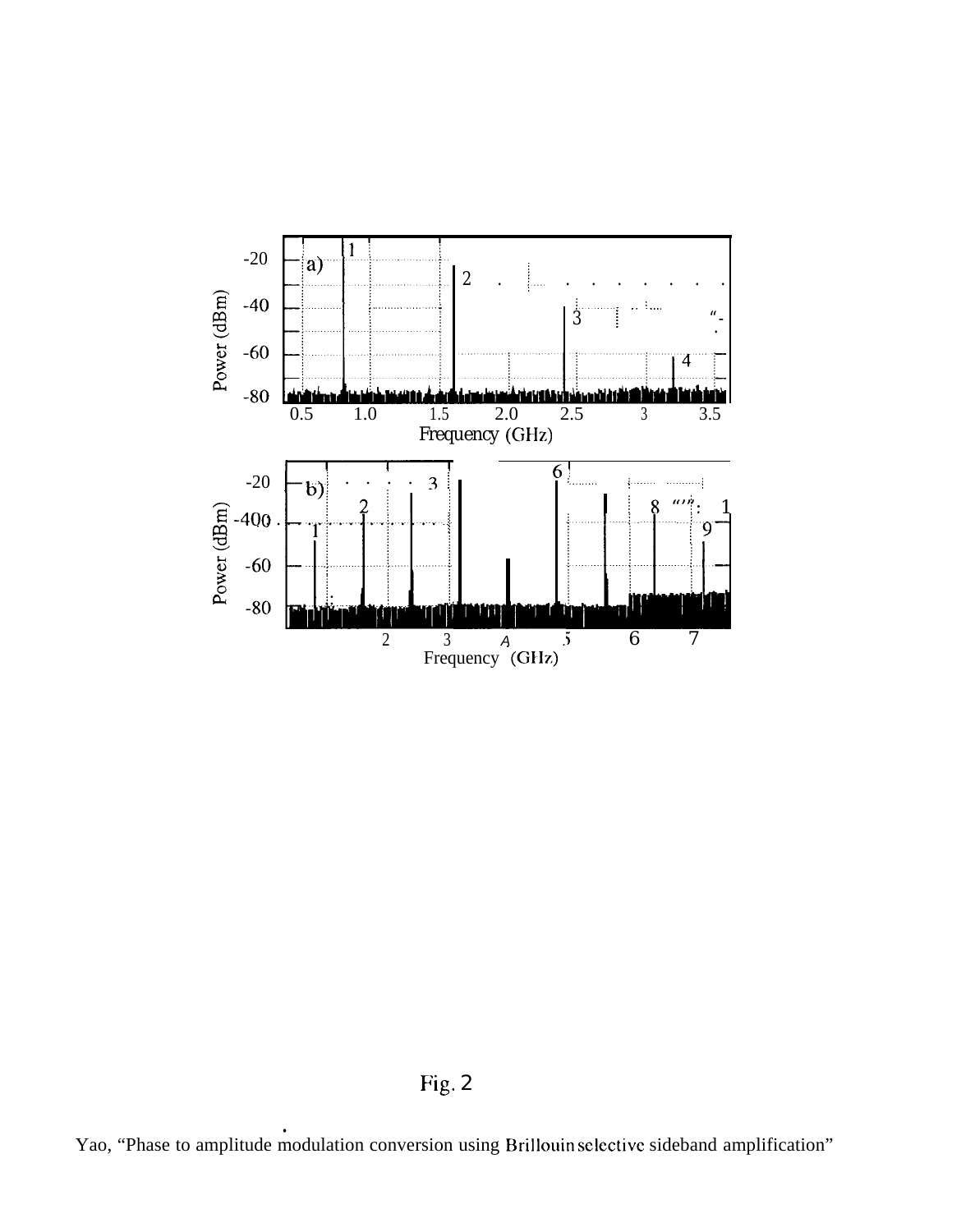Fig. 2

Yao, "Phase to amplitude modulation conversion using Brillouin selective sideband amplification"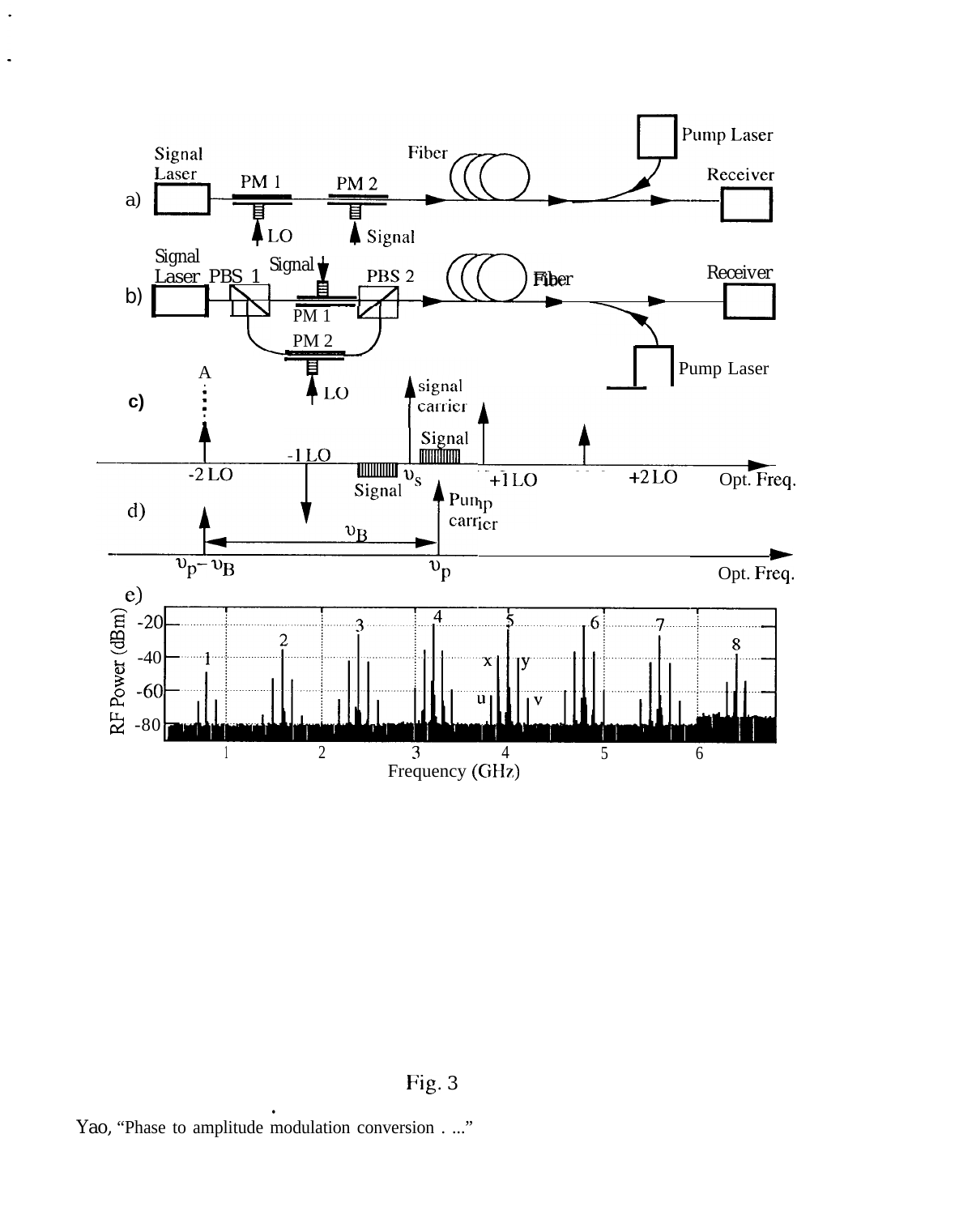Fig. 3

Yao, "Phase to amplitude modulation conversion . ..."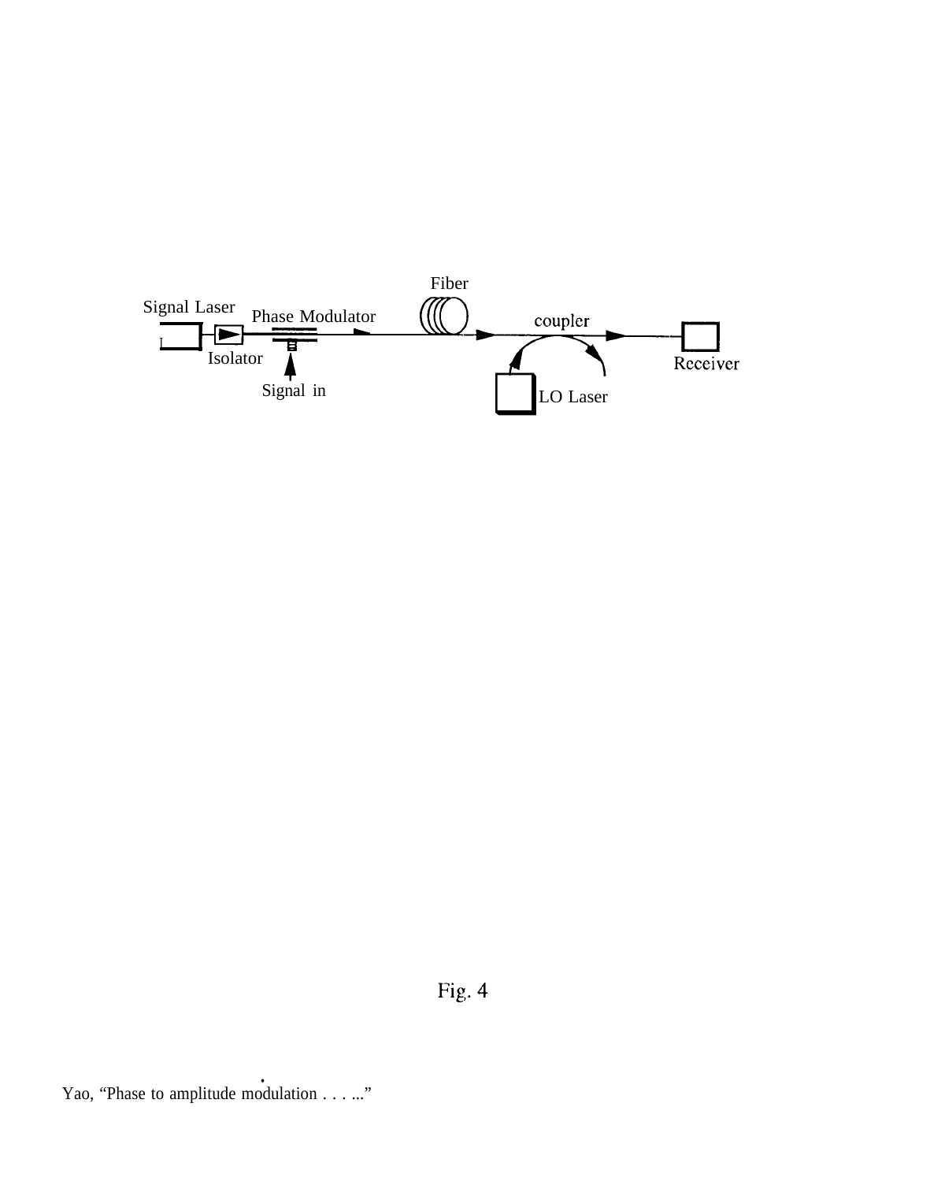Fiber

Signal Laser

Phase Modulator

coupler

Isolator

Receiver

Signal in

LO Laser

Fig. 4

Yao, "Phase to amplitude modulation . . . ..."